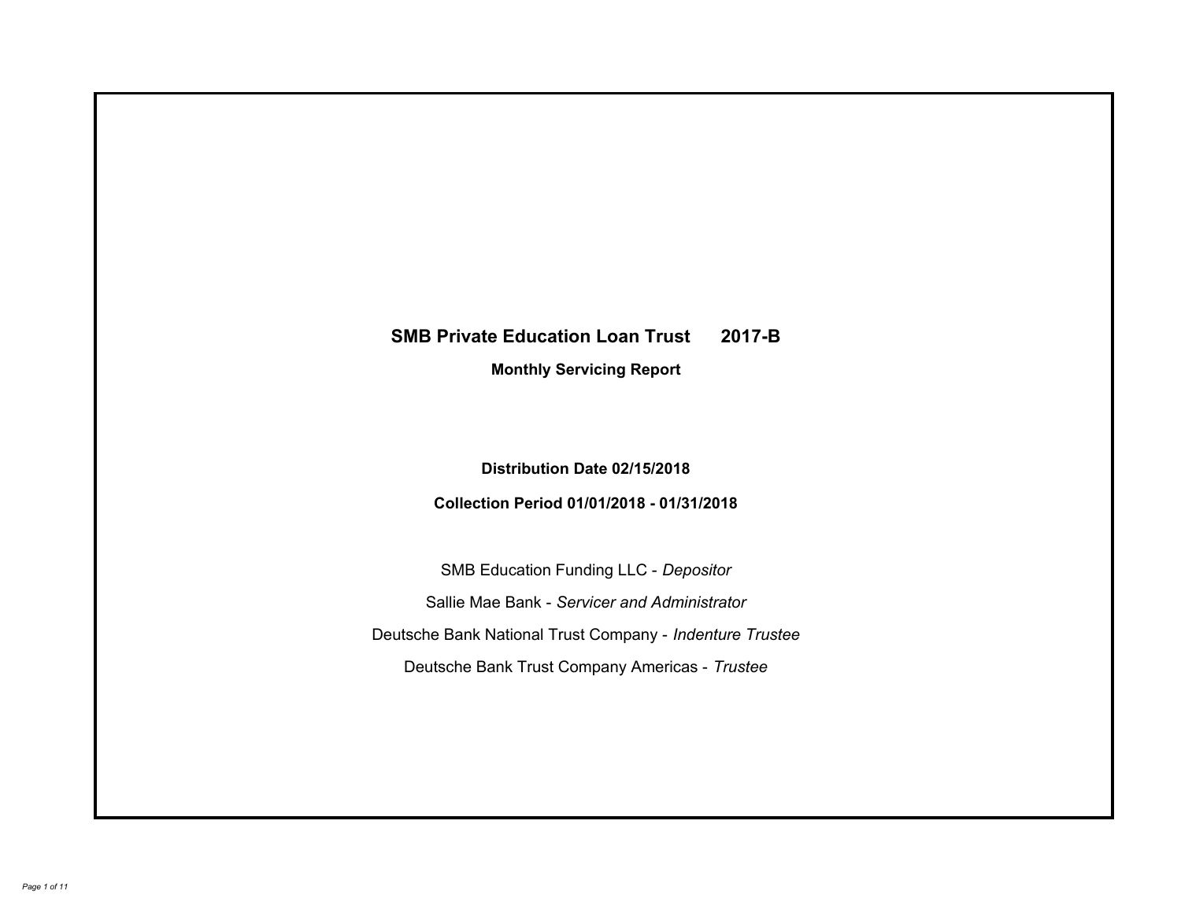# SMB Private Education Loan Trust 2017-B

## Monthly Servicing Report

**Distribution Date 02/15/2018**

**Collection Period 01/01/2018 - 01/31/2018**

SMB Education Funding LLC - *Depositor*

Sallie Mae Bank - *Servicer and Administrator*

Deutsche Bank National Trust Company - *Indenture Trustee*

Deutsche Bank Trust Company Americas - *Trustee*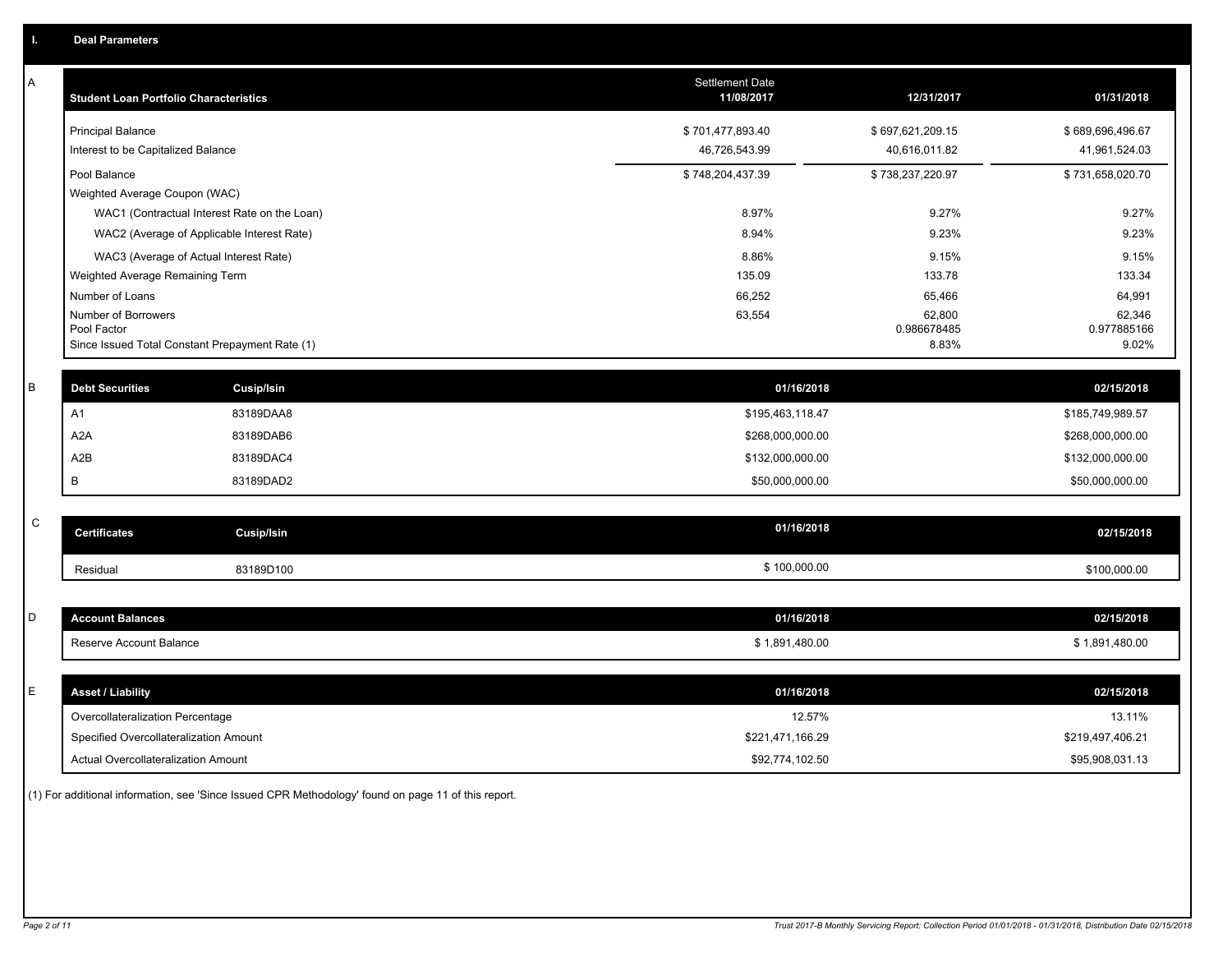## I. Deal Parameters

### A

| Student Loan Portfolio Characteristics | Settlement Date 11/08/2017 | 12/31/2017 | 01/31/2018 |
|---|---|---|---|
| Principal Balance | $ 701,477,893.40 | $ 697,621,209.15 | $ 689,696,496.67 |
| Interest to be Capitalized Balance | 46,726,543.99 | 40,616,011.82 | 41,961,524.03 |
| Pool Balance | $ 748,204,437.39 | $ 738,237,220.97 | $ 731,658,020.70 |
| Weighted Average Coupon (WAC) | | | |
| WAC1 (Contractual Interest Rate on the Loan) | 8.97% | 9.27% | 9.27% |
| WAC2 (Average of Applicable Interest Rate) | 8.94% | 9.23% | 9.23% |
| WAC3 (Average of Actual Interest Rate) | 8.86% | 9.15% | 9.15% |
| Weighted Average Remaining Term | 135.09 | 133.78 | 133.34 |
| Number of Loans | 66,252 | 65,466 | 64,991 |
| Number of Borrowers | 63,554 | 62,800 | 62,346 |
| Pool Factor | | 0.986678485 | 0.977885166 |
| Since Issued Total Constant Prepayment Rate (1) | | 8.83% | 9.02% |

### B

| Debt Securities | Cusip/Isin | 01/16/2018 | 02/15/2018 |
|---|---|---|---|
| A1 | 83189DAA8 | $195,463,118.47 | $185,749,989.57 |
| A2A | 83189DAB6 | $268,000,000.00 | $268,000,000.00 |
| A2B | 83189DAC4 | $132,000,000.00 | $132,000,000.00 |
| B | 83189DAD2 | $50,000,000.00 | $50,000,000.00 |

### C

| Certificates | Cusip/Isin | 01/16/2018 | 02/15/2018 |
|---|---|---|---|
| Residual | 83189D100 | $ 100,000.00 | $100,000.00 |

### D

| Account Balances | 01/16/2018 | 02/15/2018 |
|---|---|---|
| Reserve Account Balance | $ 1,891,480.00 | $ 1,891,480.00 |

### E

| Asset / Liability | 01/16/2018 | 02/15/2018 |
|---|---|---|
| Overcollateralization Percentage | 12.57% | 13.11% |
| Specified Overcollateralization Amount | $221,471,166.29 | $219,497,406.21 |
| Actual Overcollateralization Amount | $92,774,102.50 | $95,908,031.13 |

(1) For additional information, see 'Since Issued CPR Methodology' found on page 11 of this report.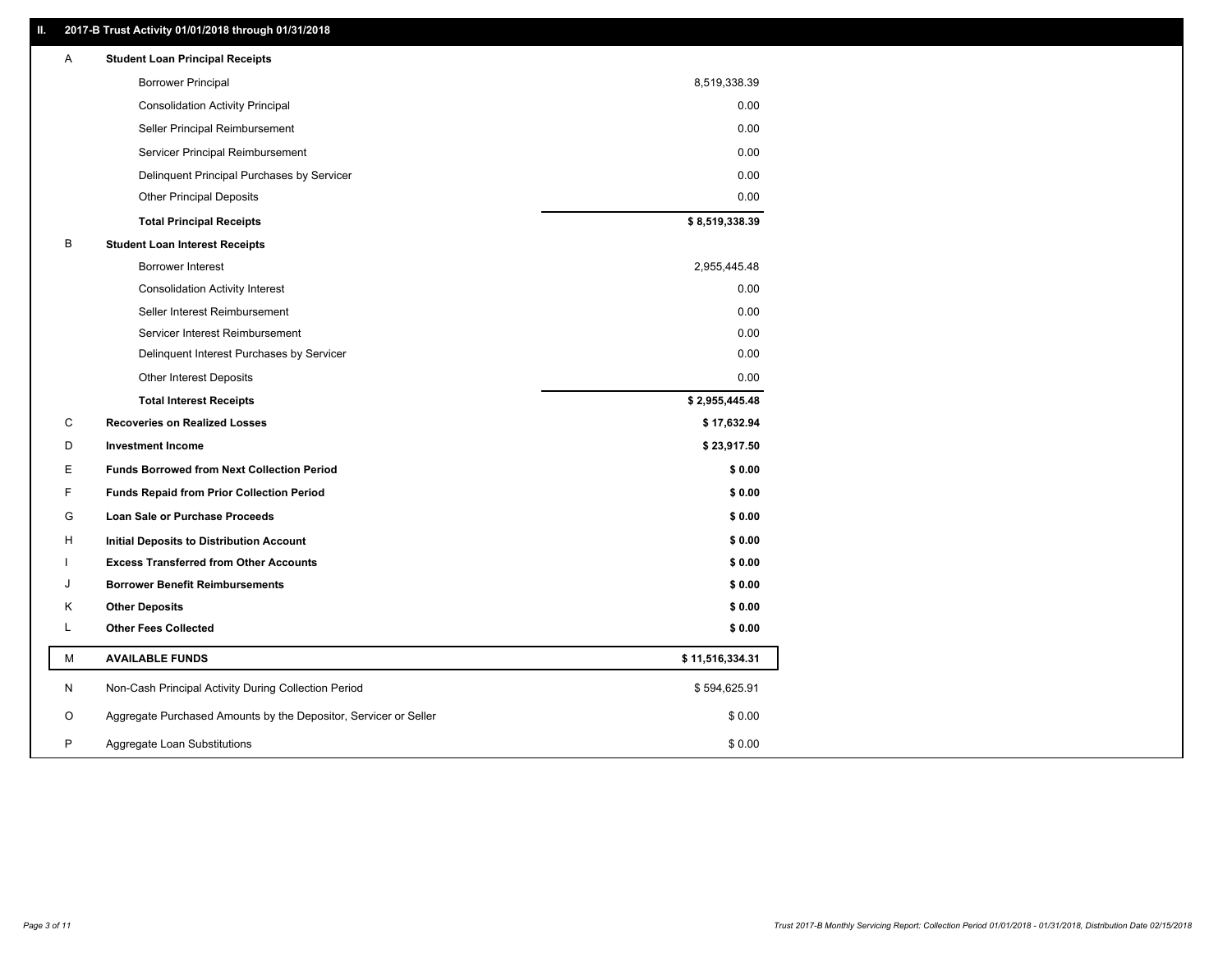## II. 2017-B Trust Activity 01/01/2018 through 01/31/2018

| | | |
|---|---|---|
| A | **Student Loan Principal Receipts** | |
| | Borrower Principal | 8,519,338.39 |
| | Consolidation Activity Principal | 0.00 |
| | Seller Principal Reimbursement | 0.00 |
| | Servicer Principal Reimbursement | 0.00 |
| | Delinquent Principal Purchases by Servicer | 0.00 |
| | Other Principal Deposits | 0.00 |
| | **Total Principal Receipts** | **$ 8,519,338.39** |
| B | **Student Loan Interest Receipts** | |
| | Borrower Interest | 2,955,445.48 |
| | Consolidation Activity Interest | 0.00 |
| | Seller Interest Reimbursement | 0.00 |
| | Servicer Interest Reimbursement | 0.00 |
| | Delinquent Interest Purchases by Servicer | 0.00 |
| | Other Interest Deposits | 0.00 |
| | **Total Interest Receipts** | **$ 2,955,445.48** |
| C | **Recoveries on Realized Losses** | **$ 17,632.94** |
| D | **Investment Income** | **$ 23,917.50** |
| E | **Funds Borrowed from Next Collection Period** | **$ 0.00** |
| F | **Funds Repaid from Prior Collection Period** | **$ 0.00** |
| G | **Loan Sale or Purchase Proceeds** | **$ 0.00** |
| H | **Initial Deposits to Distribution Account** | **$ 0.00** |
| I | **Excess Transferred from Other Accounts** | **$ 0.00** |
| J | **Borrower Benefit Reimbursements** | **$ 0.00** |
| K | **Other Deposits** | **$ 0.00** |
| L | **Other Fees Collected** | **$ 0.00** |
| M | **AVAILABLE FUNDS** | **$ 11,516,334.31** |
| N | Non-Cash Principal Activity During Collection Period | $ 594,625.91 |
| O | Aggregate Purchased Amounts by the Depositor, Servicer or Seller | $ 0.00 |
| P | Aggregate Loan Substitutions | $ 0.00 |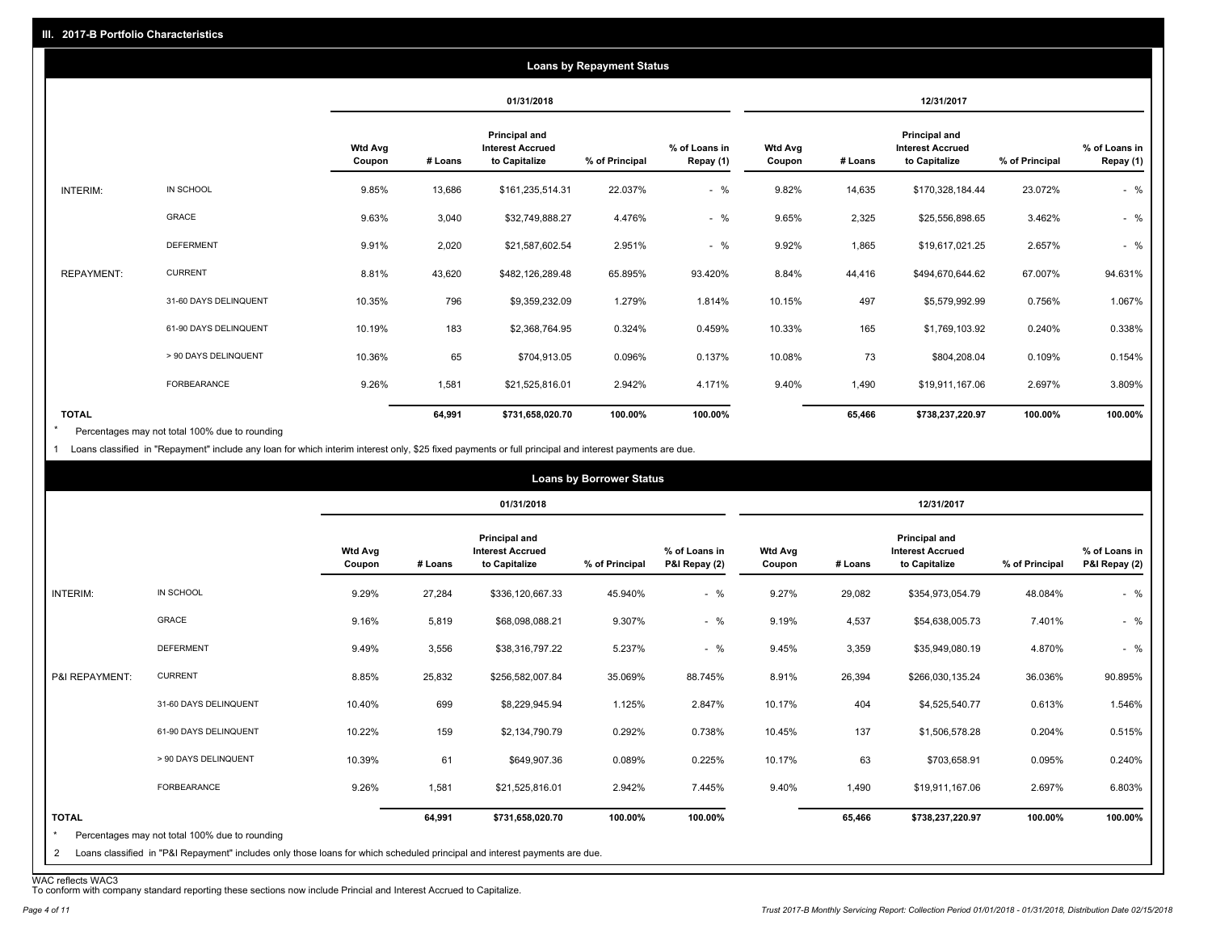## III. 2017-B Portfolio Characteristics

### Loans by Repayment Status

| | | 01/31/2018 | | | | | 12/31/2017 | | | | |
|---|---|---|---|---|---|---|---|---|---|---|---|
| | | Wtd Avg Coupon | # Loans | Principal and Interest Accrued to Capitalize | % of Principal | % of Loans in Repay (1) | Wtd Avg Coupon | # Loans | Principal and Interest Accrued to Capitalize | % of Principal | % of Loans in Repay (1) |
| INTERIM: | IN SCHOOL | 9.85% | 13,686 | $161,235,514.31 | 22.037% | - % | 9.82% | 14,635 | $170,328,184.44 | 23.072% | - % |
| | GRACE | 9.63% | 3,040 | $32,749,888.27 | 4.476% | - % | 9.65% | 2,325 | $25,556,898.65 | 3.462% | - % |
| | DEFERMENT | 9.91% | 2,020 | $21,587,602.54 | 2.951% | - % | 9.92% | 1,865 | $19,617,021.25 | 2.657% | - % |
| REPAYMENT: | CURRENT | 8.81% | 43,620 | $482,126,289.48 | 65.895% | 93.420% | 8.84% | 44,416 | $494,670,644.62 | 67.007% | 94.631% |
| | 31-60 DAYS DELINQUENT | 10.35% | 796 | $9,359,232.09 | 1.279% | 1.814% | 10.15% | 497 | $5,579,992.99 | 0.756% | 1.067% |
| | 61-90 DAYS DELINQUENT | 10.19% | 183 | $2,368,764.95 | 0.324% | 0.459% | 10.33% | 165 | $1,769,103.92 | 0.240% | 0.338% |
| | > 90 DAYS DELINQUENT | 10.36% | 65 | $704,913.05 | 0.096% | 0.137% | 10.08% | 73 | $804,208.04 | 0.109% | 0.154% |
| | FORBEARANCE | 9.26% | 1,581 | $21,525,816.01 | 2.942% | 4.171% | 9.40% | 1,490 | $19,911,167.06 | 2.697% | 3.809% |
| TOTAL | | | 64,991 | $731,658,020.70 | 100.00% | 100.00% | | 65,466 | $738,237,220.97 | 100.00% | 100.00% |

* Percentages may not total 100% due to rounding

1 Loans classified in "Repayment" include any loan for which interim interest only, $25 fixed payments or full principal and interest payments are due.

### Loans by Borrower Status

| | | 01/31/2018 | | | | | 12/31/2017 | | | | |
|---|---|---|---|---|---|---|---|---|---|---|---|
| | | Wtd Avg Coupon | # Loans | Principal and Interest Accrued to Capitalize | % of Principal | % of Loans in P&I Repay (2) | Wtd Avg Coupon | # Loans | Principal and Interest Accrued to Capitalize | % of Principal | % of Loans in P&I Repay (2) |
| INTERIM: | IN SCHOOL | 9.29% | 27,284 | $336,120,667.33 | 45.940% | - % | 9.27% | 29,082 | $354,973,054.79 | 48.084% | - % |
| | GRACE | 9.16% | 5,819 | $68,098,088.21 | 9.307% | - % | 9.19% | 4,537 | $54,638,005.73 | 7.401% | - % |
| | DEFERMENT | 9.49% | 3,556 | $38,316,797.22 | 5.237% | - % | 9.45% | 3,359 | $35,949,080.19 | 4.870% | - % |
| P&I REPAYMENT: | CURRENT | 8.85% | 25,832 | $256,582,007.84 | 35.069% | 88.745% | 8.91% | 26,394 | $266,030,135.24 | 36.036% | 90.895% |
| | 31-60 DAYS DELINQUENT | 10.40% | 699 | $8,229,945.94 | 1.125% | 2.847% | 10.17% | 404 | $4,525,540.77 | 0.613% | 1.546% |
| | 61-90 DAYS DELINQUENT | 10.22% | 159 | $2,134,790.79 | 0.292% | 0.738% | 10.45% | 137 | $1,506,578.28 | 0.204% | 0.515% |
| | > 90 DAYS DELINQUENT | 10.39% | 61 | $649,907.36 | 0.089% | 0.225% | 10.17% | 63 | $703,658.91 | 0.095% | 0.240% |
| | FORBEARANCE | 9.26% | 1,581 | $21,525,816.01 | 2.942% | 7.445% | 9.40% | 1,490 | $19,911,167.06 | 2.697% | 6.803% |
| TOTAL | | | 64,991 | $731,658,020.70 | 100.00% | 100.00% | | 65,466 | $738,237,220.97 | 100.00% | 100.00% |

* Percentages may not total 100% due to rounding

2 Loans classified in "P&I Repayment" includes only those loans for which scheduled principal and interest payments are due.

WAC reflects WAC3

To conform with company standard reporting these sections now include Princial and Interest Accrued to Capitalize.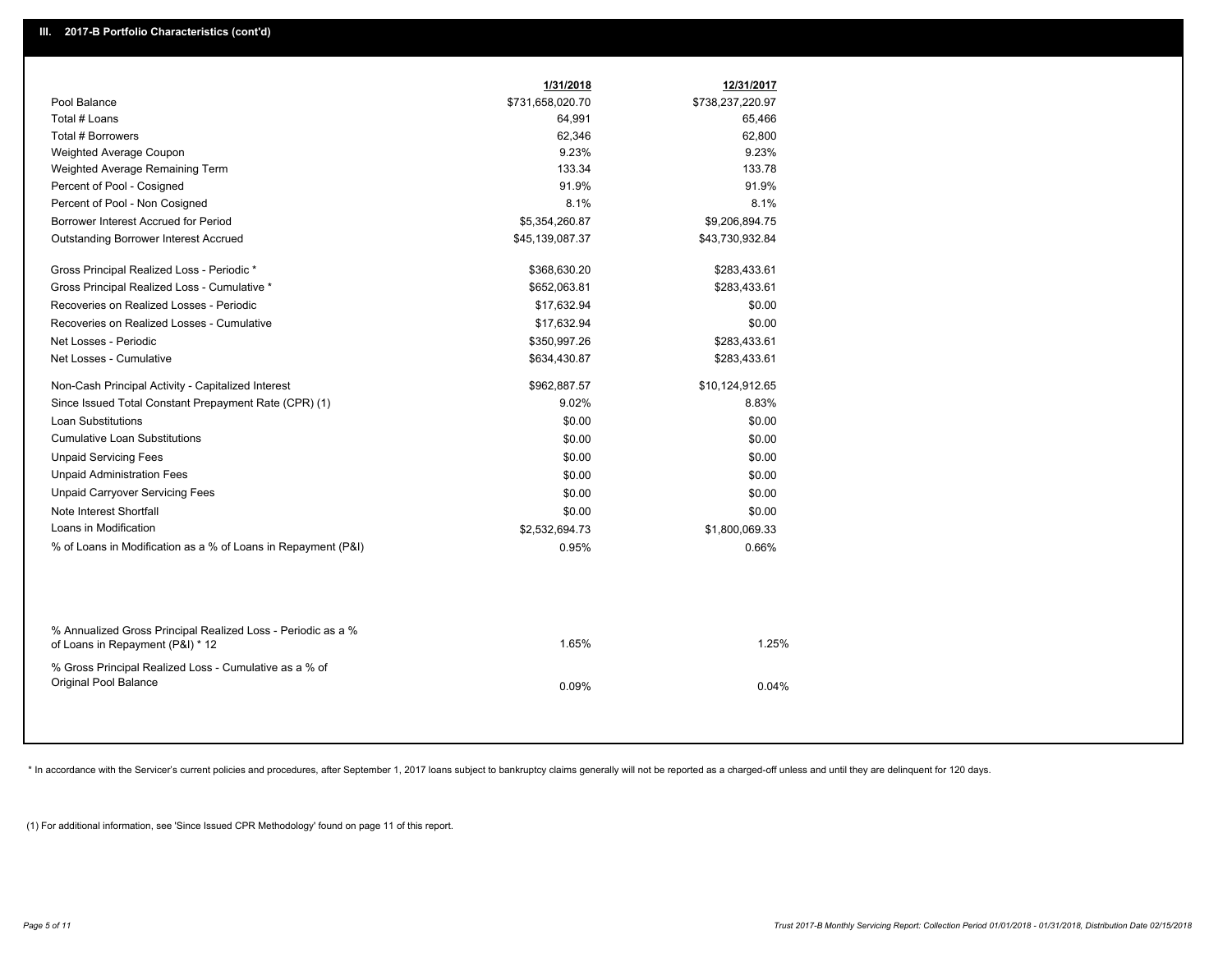## III. 2017-B Portfolio Characteristics (cont'd)

| | 1/31/2018 | 12/31/2017 |
|---|---|---|
| Pool Balance | $731,658,020.70 | $738,237,220.97 |
| Total # Loans | 64,991 | 65,466 |
| Total # Borrowers | 62,346 | 62,800 |
| Weighted Average Coupon | 9.23% | 9.23% |
| Weighted Average Remaining Term | 133.34 | 133.78 |
| Percent of Pool - Cosigned | 91.9% | 91.9% |
| Percent of Pool - Non Cosigned | 8.1% | 8.1% |
| Borrower Interest Accrued for Period | $5,354,260.87 | $9,206,894.75 |
| Outstanding Borrower Interest Accrued | $45,139,087.37 | $43,730,932.84 |
| Gross Principal Realized Loss - Periodic * | $368,630.20 | $283,433.61 |
| Gross Principal Realized Loss - Cumulative * | $652,063.81 | $283,433.61 |
| Recoveries on Realized Losses - Periodic | $17,632.94 | $0.00 |
| Recoveries on Realized Losses - Cumulative | $17,632.94 | $0.00 |
| Net Losses - Periodic | $350,997.26 | $283,433.61 |
| Net Losses - Cumulative | $634,430.87 | $283,433.61 |
| Non-Cash Principal Activity - Capitalized Interest | $962,887.57 | $10,124,912.65 |
| Since Issued Total Constant Prepayment Rate (CPR) (1) | 9.02% | 8.83% |
| Loan Substitutions | $0.00 | $0.00 |
| Cumulative Loan Substitutions | $0.00 | $0.00 |
| Unpaid Servicing Fees | $0.00 | $0.00 |
| Unpaid Administration Fees | $0.00 | $0.00 |
| Unpaid Carryover Servicing Fees | $0.00 | $0.00 |
| Note Interest Shortfall | $0.00 | $0.00 |
| Loans in Modification | $2,532,694.73 | $1,800,069.33 |
| % of Loans in Modification as a % of Loans in Repayment (P&I) | 0.95% | 0.66% |
| % Annualized Gross Principal Realized Loss - Periodic as a % of Loans in Repayment (P&I) * 12 | 1.65% | 1.25% |
| % Gross Principal Realized Loss - Cumulative as a % of Original Pool Balance | 0.09% | 0.04% |

* In accordance with the Servicer's current policies and procedures, after September 1, 2017 loans subject to bankruptcy claims generally will not be reported as a charged-off unless and until they are delinquent for 120 days.

(1) For additional information, see 'Since Issued CPR Methodology' found on page 11 of this report.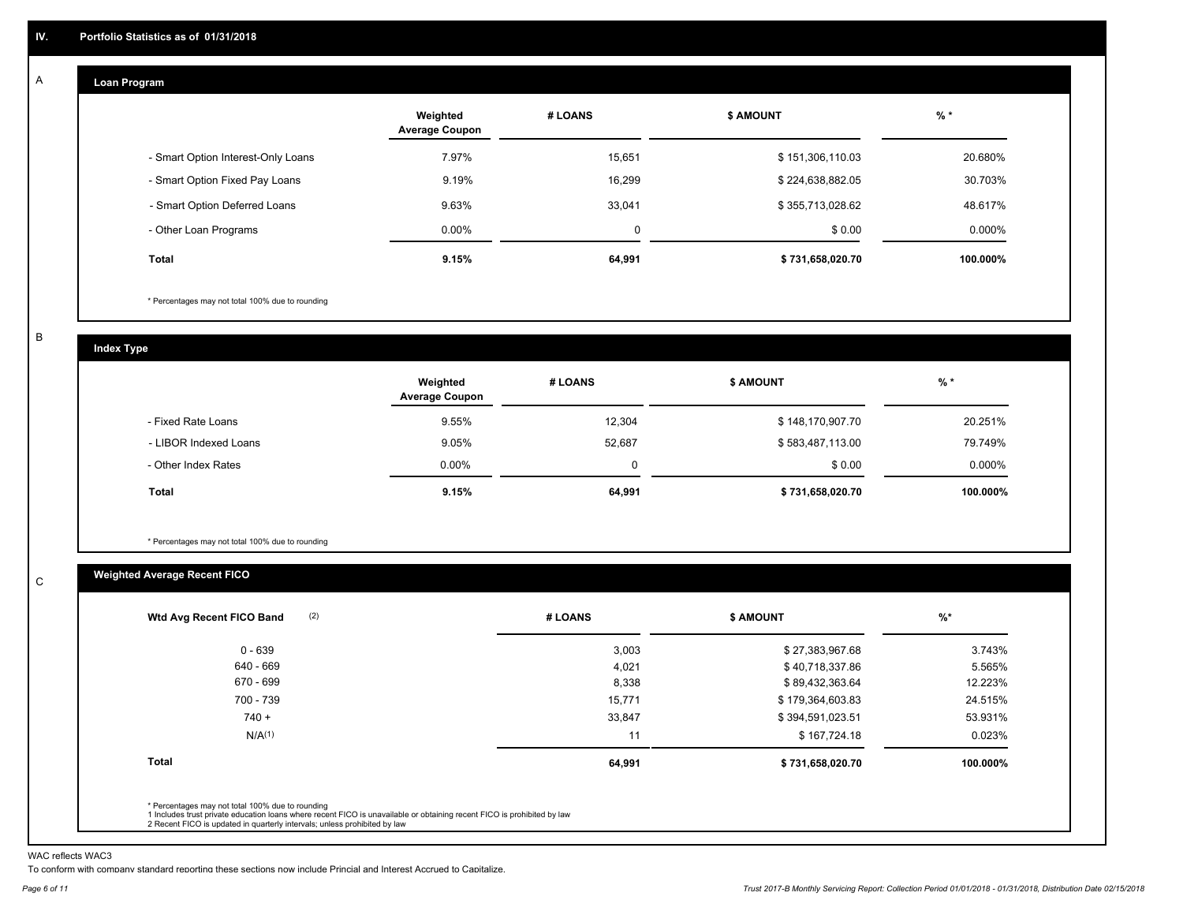## IV. Portfolio Statistics as of 01/31/2018

### A Loan Program

| | Weighted Average Coupon | # LOANS | $ AMOUNT | % * |
|---|---|---|---|---|
| - Smart Option Interest-Only Loans | 7.97% | 15,651 | $ 151,306,110.03 | 20.680% |
| - Smart Option Fixed Pay Loans | 9.19% | 16,299 | $ 224,638,882.05 | 30.703% |
| - Smart Option Deferred Loans | 9.63% | 33,041 | $ 355,713,028.62 | 48.617% |
| - Other Loan Programs | 0.00% | 0 | $ 0.00 | 0.000% |
| **Total** | **9.15%** | **64,991** | **$ 731,658,020.70** | **100.000%** |

* Percentages may not total 100% due to rounding

### B Index Type

| | Weighted Average Coupon | # LOANS | $ AMOUNT | % * |
|---|---|---|---|---|
| - Fixed Rate Loans | 9.55% | 12,304 | $ 148,170,907.70 | 20.251% |
| - LIBOR Indexed Loans | 9.05% | 52,687 | $ 583,487,113.00 | 79.749% |
| - Other Index Rates | 0.00% | 0 | $ 0.00 | 0.000% |
| **Total** | **9.15%** | **64,991** | **$ 731,658,020.70** | **100.000%** |

* Percentages may not total 100% due to rounding

### C Weighted Average Recent FICO

| Wtd Avg Recent FICO Band (2) | # LOANS | $ AMOUNT | %* |
|---|---|---|---|
| 0 - 639 | 3,003 | $ 27,383,967.68 | 3.743% |
| 640 - 669 | 4,021 | $ 40,718,337.86 | 5.565% |
| 670 - 699 | 8,338 | $ 89,432,363.64 | 12.223% |
| 700 - 739 | 15,771 | $ 179,364,603.83 | 24.515% |
| 740 + | 33,847 | $ 394,591,023.51 | 53.931% |
| N/A(1) | 11 | $ 167,724.18 | 0.023% |
| **Total** | **64,991** | **$ 731,658,020.70** | **100.000%** |

* Percentages may not total 100% due to rounding
1 Includes trust private education loans where recent FICO is unavailable or obtaining recent FICO is prohibited by law
2 Recent FICO is updated in quarterly intervals; unless prohibited by law

WAC reflects WAC3

To conform with company standard reporting these sections now include Princial and Interest Accrued to Capitalize.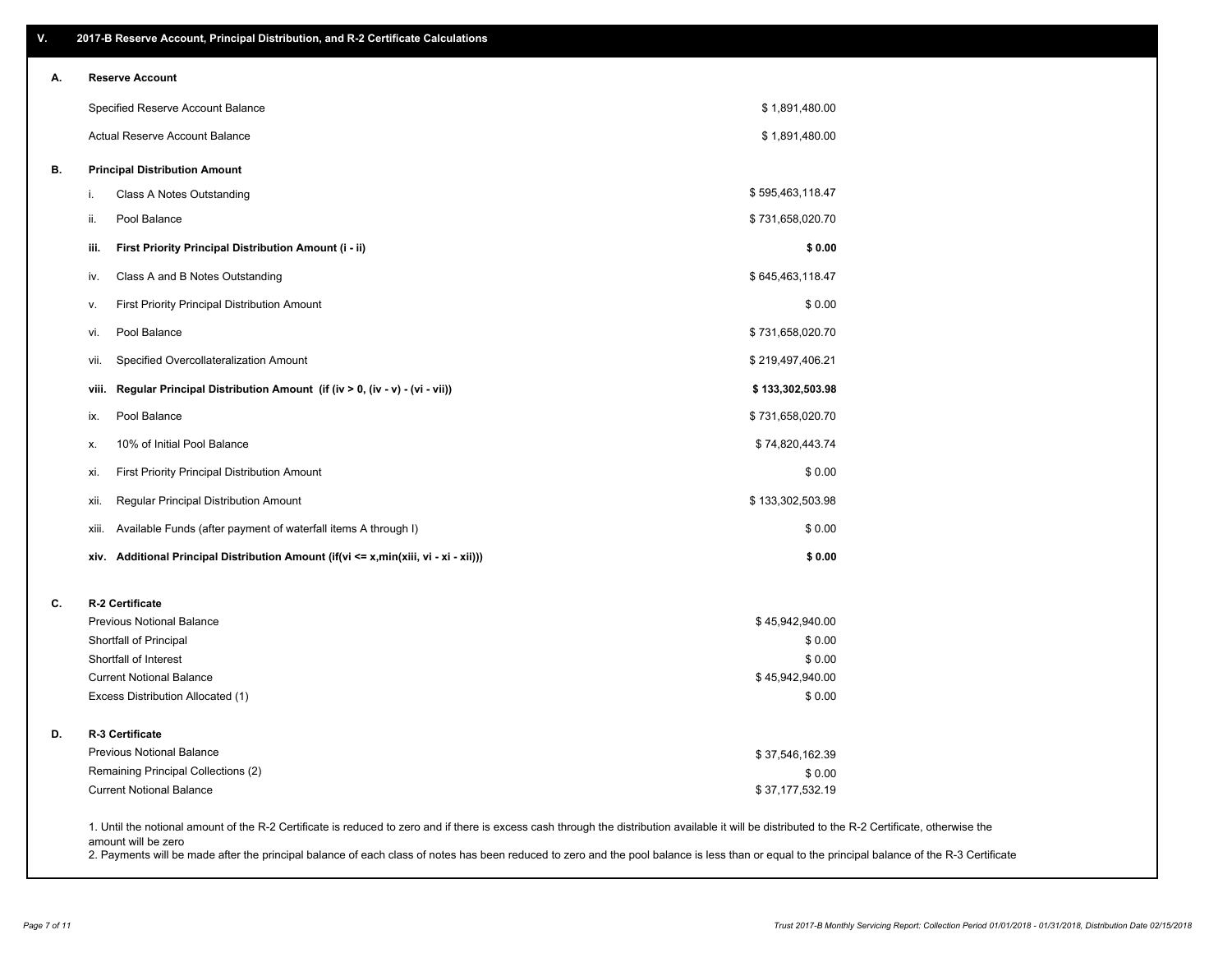## V. 2017-B Reserve Account, Principal Distribution, and R-2 Certificate Calculations

### A. Reserve Account

| | |
|---|---|
| Specified Reserve Account Balance | $ 1,891,480.00 |
| Actual Reserve Account Balance | $ 1,891,480.00 |

### B. Principal Distribution Amount

| | | |
|---|---|---|
| i. | Class A Notes Outstanding | $ 595,463,118.47 |
| ii. | Pool Balance | $ 731,658,020.70 |
| **iii.** | **First Priority Principal Distribution Amount (i - ii)** | **$ 0.00** |
| iv. | Class A and B Notes Outstanding | $ 645,463,118.47 |
| v. | First Priority Principal Distribution Amount | $ 0.00 |
| vi. | Pool Balance | $ 731,658,020.70 |
| vii. | Specified Overcollateralization Amount | $ 219,497,406.21 |
| **viii.** | **Regular Principal Distribution Amount (if (iv > 0, (iv - v) - (vi - vii))** | **$ 133,302,503.98** |
| ix. | Pool Balance | $ 731,658,020.70 |
| x. | 10% of Initial Pool Balance | $ 74,820,443.74 |
| xi. | First Priority Principal Distribution Amount | $ 0.00 |
| xii. | Regular Principal Distribution Amount | $ 133,302,503.98 |
| xiii. | Available Funds (after payment of waterfall items A through I) | $ 0.00 |
| **xiv.** | **Additional Principal Distribution Amount (if(vi <= x,min(xiii, vi - xi - xii)))** | **$ 0.00** |

### C. R-2 Certificate

| | |
|---|---|
| Previous Notional Balance | $ 45,942,940.00 |
| Shortfall of Principal | $ 0.00 |
| Shortfall of Interest | $ 0.00 |
| Current Notional Balance | $ 45,942,940.00 |
| Excess Distribution Allocated (1) | $ 0.00 |

### D. R-3 Certificate

| | |
|---|---|
| Previous Notional Balance | $ 37,546,162.39 |
| Remaining Principal Collections (2) | $ 0.00 |
| Current Notional Balance | $ 37,177,532.19 |

1. Until the notional amount of the R-2 Certificate is reduced to zero and if there is excess cash through the distribution available it will be distributed to the R-2 Certificate, otherwise the amount will be zero
2. Payments will be made after the principal balance of each class of notes has been reduced to zero and the pool balance is less than or equal to the principal balance of the R-3 Certificate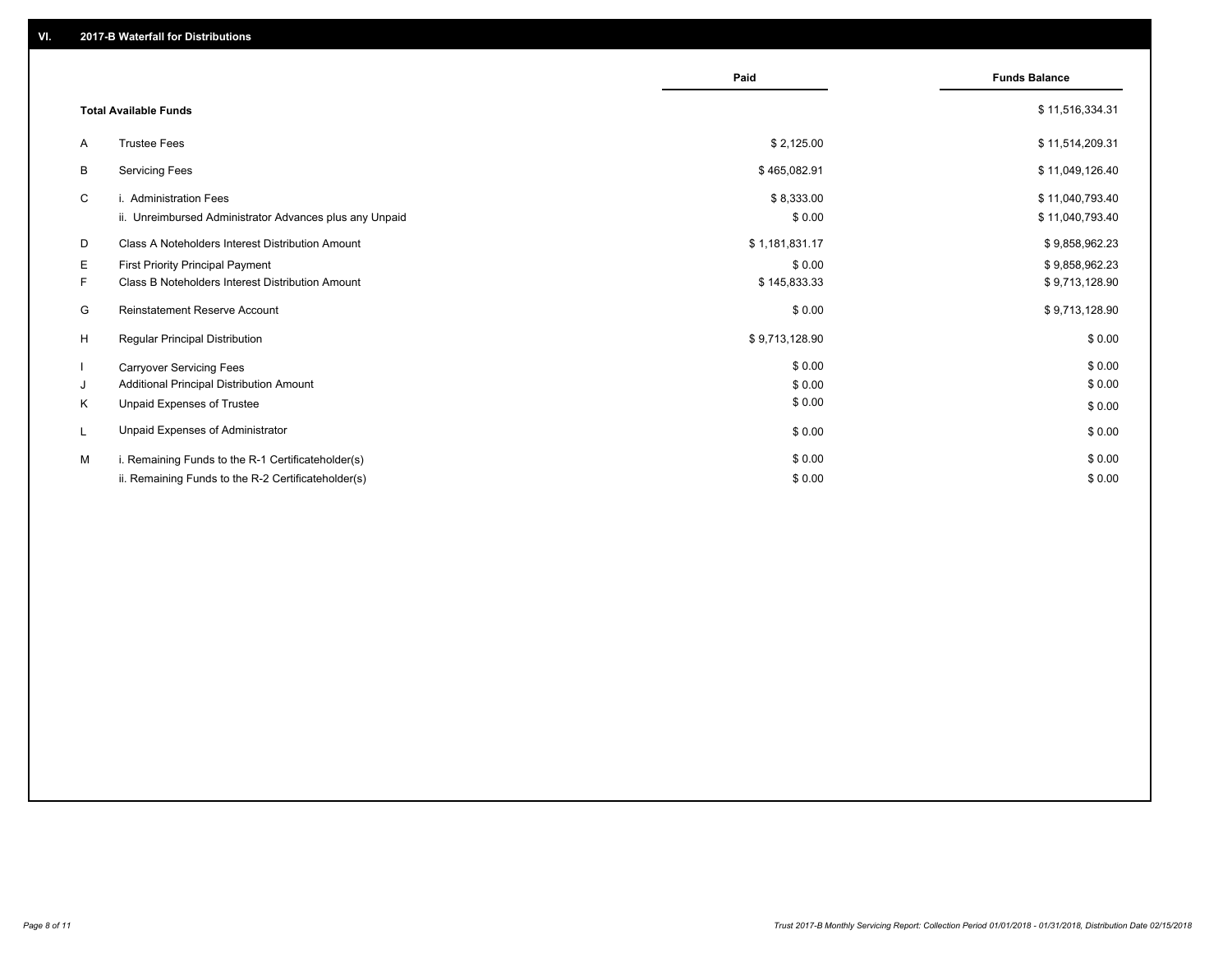## VI. 2017-B Waterfall for Distributions

| | | Paid | Funds Balance |
|---|---|---|---|
| | **Total Available Funds** | | $ 11,516,334.31 |
| A | Trustee Fees | $ 2,125.00 | $ 11,514,209.31 |
| B | Servicing Fees | $ 465,082.91 | $ 11,049,126.40 |
| C | i. Administration Fees | $ 8,333.00 | $ 11,040,793.40 |
| | ii. Unreimbursed Administrator Advances plus any Unpaid | $ 0.00 | $ 11,040,793.40 |
| D | Class A Noteholders Interest Distribution Amount | $ 1,181,831.17 | $ 9,858,962.23 |
| E | First Priority Principal Payment | $ 0.00 | $ 9,858,962.23 |
| F | Class B Noteholders Interest Distribution Amount | $ 145,833.33 | $ 9,713,128.90 |
| G | Reinstatement Reserve Account | $ 0.00 | $ 9,713,128.90 |
| H | Regular Principal Distribution | $ 9,713,128.90 | $ 0.00 |
| I | Carryover Servicing Fees | $ 0.00 | $ 0.00 |
| J | Additional Principal Distribution Amount | $ 0.00 | $ 0.00 |
| K | Unpaid Expenses of Trustee | $ 0.00 | $ 0.00 |
| L | Unpaid Expenses of Administrator | $ 0.00 | $ 0.00 |
| M | i. Remaining Funds to the R-1 Certificateholder(s) | $ 0.00 | $ 0.00 |
| | ii. Remaining Funds to the R-2 Certificateholder(s) | $ 0.00 | $ 0.00 |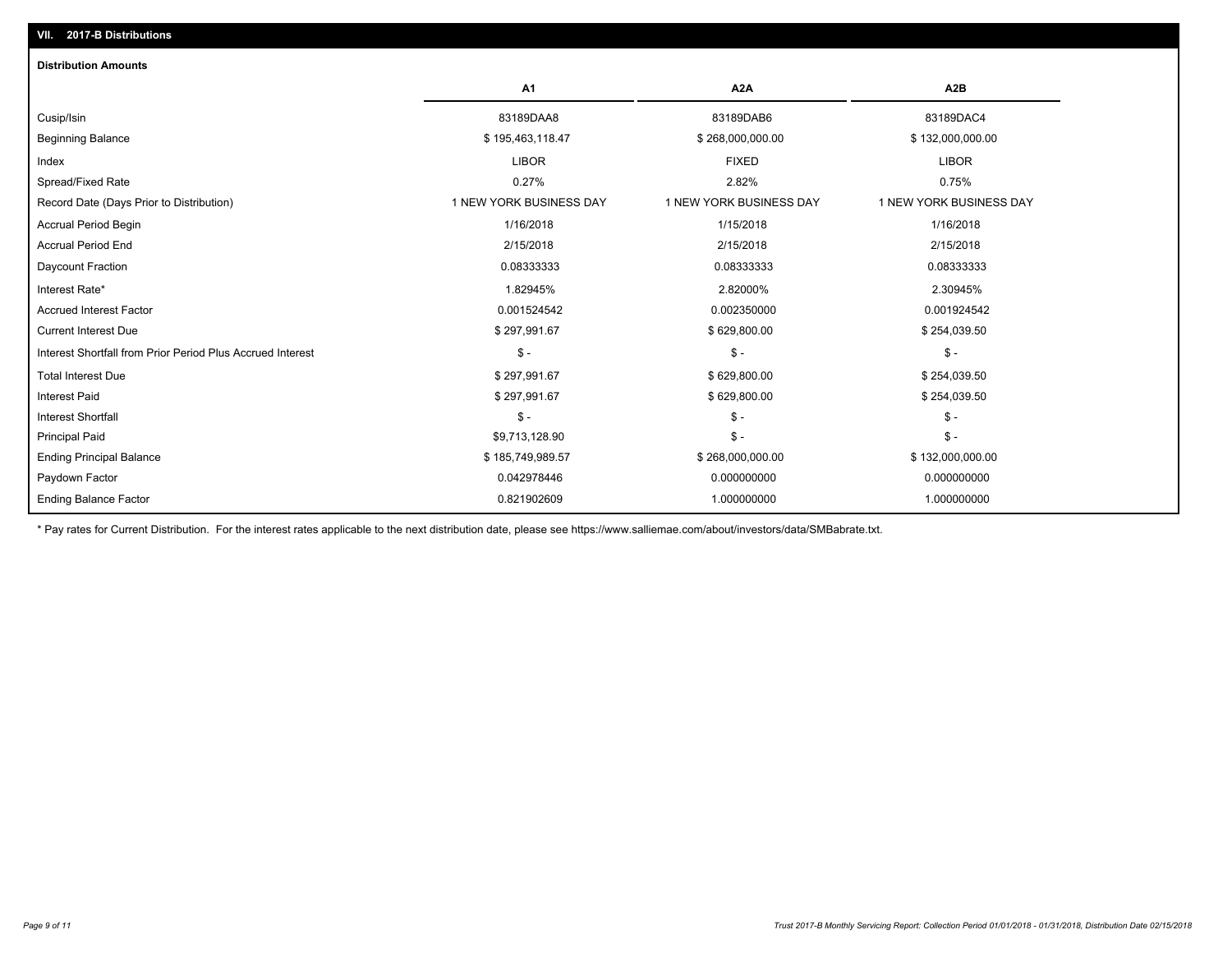## VII. 2017-B Distributions

### Distribution Amounts

| | A1 | A2A | A2B |
|---|---|---|---|
| Cusip/Isin | 83189DAA8 | 83189DAB6 | 83189DAC4 |
| Beginning Balance | $ 195,463,118.47 | $ 268,000,000.00 | $ 132,000,000.00 |
| Index | LIBOR | FIXED | LIBOR |
| Spread/Fixed Rate | 0.27% | 2.82% | 0.75% |
| Record Date (Days Prior to Distribution) | 1 NEW YORK BUSINESS DAY | 1 NEW YORK BUSINESS DAY | 1 NEW YORK BUSINESS DAY |
| Accrual Period Begin | 1/16/2018 | 1/15/2018 | 1/16/2018 |
| Accrual Period End | 2/15/2018 | 2/15/2018 | 2/15/2018 |
| Daycount Fraction | 0.08333333 | 0.08333333 | 0.08333333 |
| Interest Rate* | 1.82945% | 2.82000% | 2.30945% |
| Accrued Interest Factor | 0.001524542 | 0.002350000 | 0.001924542 |
| Current Interest Due | $ 297,991.67 | $ 629,800.00 | $ 254,039.50 |
| Interest Shortfall from Prior Period Plus Accrued Interest | $ - | $ - | $ - |
| Total Interest Due | $ 297,991.67 | $ 629,800.00 | $ 254,039.50 |
| Interest Paid | $ 297,991.67 | $ 629,800.00 | $ 254,039.50 |
| Interest Shortfall | $ - | $ - | $ - |
| Principal Paid | $9,713,128.90 | $ - | $ - |
| Ending Principal Balance | $ 185,749,989.57 | $ 268,000,000.00 | $ 132,000,000.00 |
| Paydown Factor | 0.042978446 | 0.000000000 | 0.000000000 |
| Ending Balance Factor | 0.821902609 | 1.000000000 | 1.000000000 |

* Pay rates for Current Distribution. For the interest rates applicable to the next distribution date, please see https://www.salliemae.com/about/investors/data/SMBabrate.txt.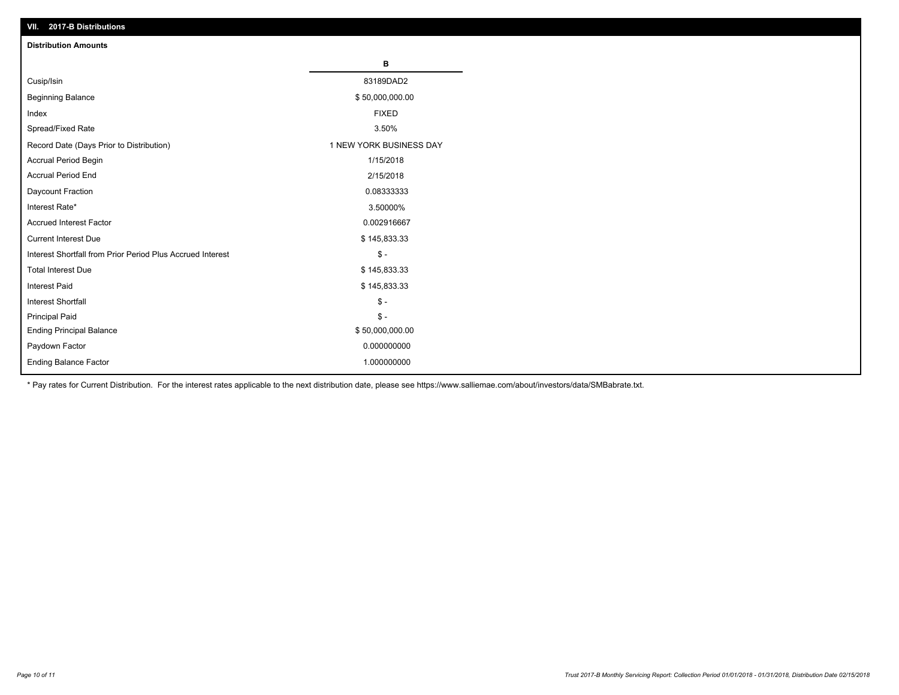## VII. 2017-B Distributions

### Distribution Amounts

| | B |
|---|---|
| Cusip/Isin | 83189DAD2 |
| Beginning Balance | $ 50,000,000.00 |
| Index | FIXED |
| Spread/Fixed Rate | 3.50% |
| Record Date (Days Prior to Distribution) | 1 NEW YORK BUSINESS DAY |
| Accrual Period Begin | 1/15/2018 |
| Accrual Period End | 2/15/2018 |
| Daycount Fraction | 0.08333333 |
| Interest Rate* | 3.50000% |
| Accrued Interest Factor | 0.002916667 |
| Current Interest Due | $ 145,833.33 |
| Interest Shortfall from Prior Period Plus Accrued Interest | $ - |
| Total Interest Due | $ 145,833.33 |
| Interest Paid | $ 145,833.33 |
| Interest Shortfall | $ - |
| Principal Paid | $ - |
| Ending Principal Balance | $ 50,000,000.00 |
| Paydown Factor | 0.000000000 |
| Ending Balance Factor | 1.000000000 |

* Pay rates for Current Distribution. For the interest rates applicable to the next distribution date, please see https://www.salliemae.com/about/investors/data/SMBabrate.txt.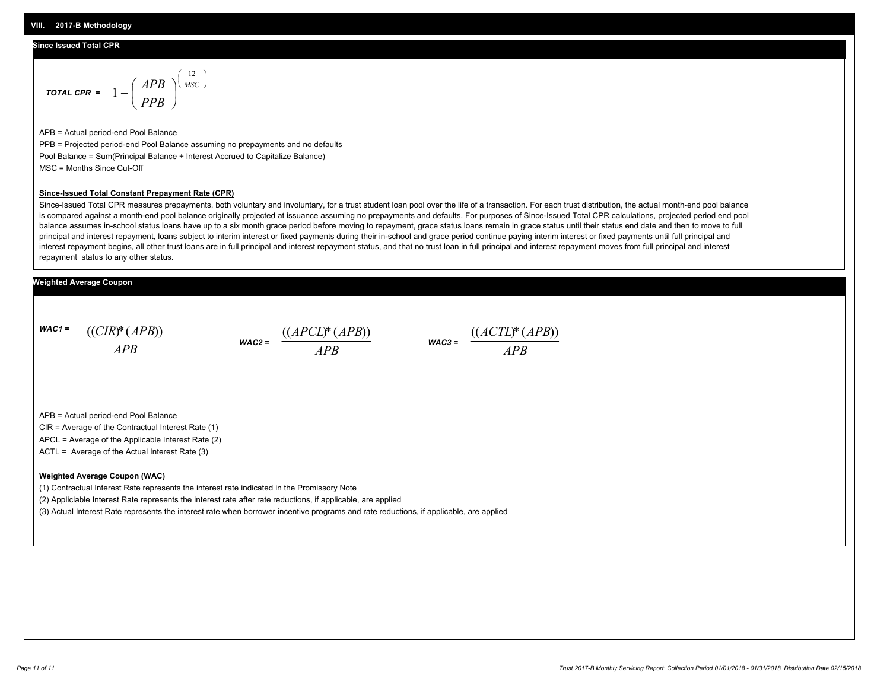## VIII. 2017-B Methodology

### Since Issued Total CPR

$$\textit{TOTAL CPR} = 1 - \left( \frac{APB}{PPB} \right)^{\left( \frac{12}{MSC} \right)}$$

APB = Actual period-end Pool Balance

PPB = Projected period-end Pool Balance assuming no prepayments and no defaults

Pool Balance = Sum(Principal Balance + Interest Accrued to Capitalize Balance)

MSC = Months Since Cut-Off

**Since-Issued Total Constant Prepayment Rate (CPR)**

Since-Issued Total CPR measures prepayments, both voluntary and involuntary, for a trust student loan pool over the life of a transaction. For each trust distribution, the actual month-end pool balance is compared against a month-end pool balance originally projected at issuance assuming no prepayments and defaults. For purposes of Since-Issued Total CPR calculations, projected period end pool balance assumes in-school status loans have up to a six month grace period before moving to repayment, grace status loans remain in grace status until their status end date and then to move to full principal and interest repayment, loans subject to interim interest or fixed payments during their in-school and grace period continue paying interim interest or fixed payments until full principal and interest repayment begins, all other trust loans are in full principal and interest repayment status, and that no trust loan in full principal and interest repayment moves from full principal and interest repayment status to any other status.

### Weighted Average Coupon

$$\textit{WAC1} = \frac{((CIR)*(APB))}{APB} \qquad \textit{WAC2} = \frac{((APCL)*(APB))}{APB} \qquad \textit{WAC3} = \frac{((ACTL)*(APB))}{APB}$$

APB = Actual period-end Pool Balance

CIR = Average of the Contractual Interest Rate (1)

APCL = Average of the Applicable Interest Rate (2)

ACTL = Average of the Actual Interest Rate (3)

**Weighted Average Coupon (WAC)**

(1) Contractual Interest Rate represents the interest rate indicated in the Promissory Note

(2) Appliclable Interest Rate represents the interest rate after rate reductions, if applicable, are applied

(3) Actual Interest Rate represents the interest rate when borrower incentive programs and rate reductions, if applicable, are applied